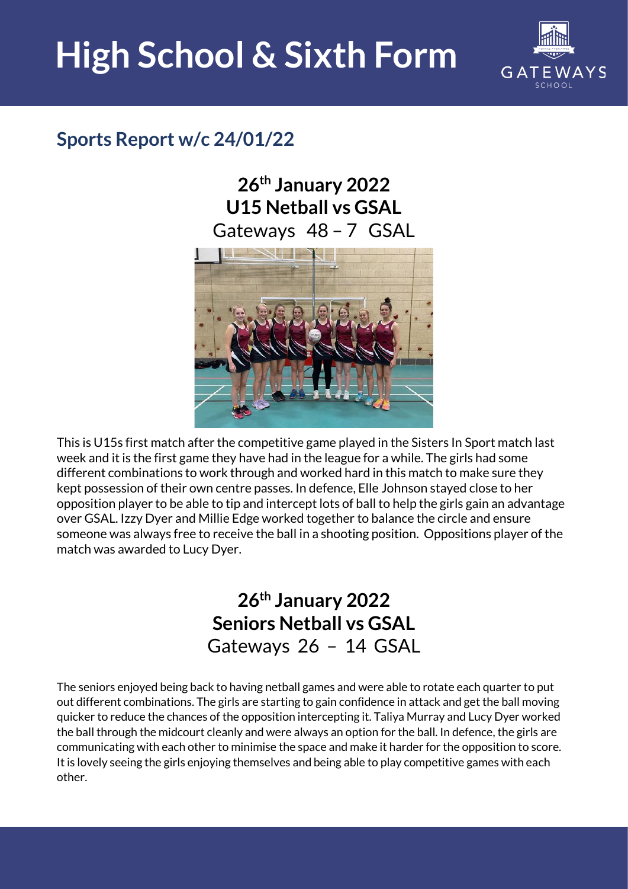# High School & Sixth Form

GATEWAYS SCHOOL

## Sports Report w/c 24/01/22

### 26th January 2022
### U15 Netball vs GSAL
Gateways 48 – 7 GSAL

This is U15s first match after the competitive game played in the Sisters In Sport match last week and it is the first game they have had in the league for a while. The girls had some different combinations to work through and worked hard in this match to make sure they kept possession of their own centre passes. In defence, Elle Johnson stayed close to her opposition player to be able to tip and intercept lots of ball to help the girls gain an advantage over GSAL. Izzy Dyer and Millie Edge worked together to balance the circle and ensure someone was always free to receive the ball in a shooting position. Oppositions player of the match was awarded to Lucy Dyer.

### 26th January 2022
### Seniors Netball vs GSAL
Gateways 26 – 14 GSAL

The seniors enjoyed being back to having netball games and were able to rotate each quarter to put out different combinations. The girls are starting to gain confidence in attack and get the ball moving quicker to reduce the chances of the opposition intercepting it. Taliya Murray and Lucy Dyer worked the ball through the midcourt cleanly and were always an option for the ball. In defence, the girls are communicating with each other to minimise the space and make it harder for the opposition to score. It is lovely seeing the girls enjoying themselves and being able to play competitive games with each other.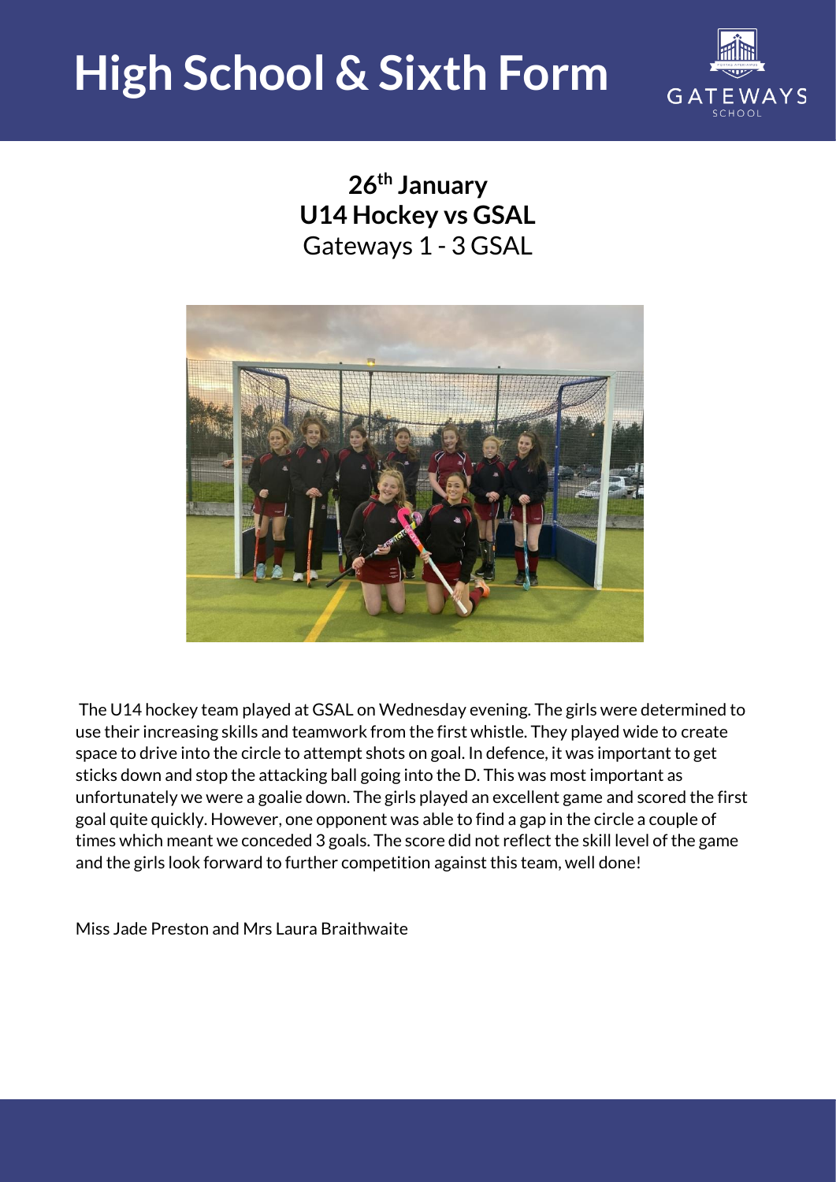# High School & Sixth Form

**26th January**
**U14 Hockey vs GSAL**
Gateways 1 - 3 GSAL

The U14 hockey team played at GSAL on Wednesday evening. The girls were determined to use their increasing skills and teamwork from the first whistle. They played wide to create space to drive into the circle to attempt shots on goal. In defence, it was important to get sticks down and stop the attacking ball going into the D. This was most important as unfortunately we were a goalie down. The girls played an excellent game and scored the first goal quite quickly. However, one opponent was able to find a gap in the circle a couple of times which meant we conceded 3 goals. The score did not reflect the skill level of the game and the girls look forward to further competition against this team, well done!

Miss Jade Preston and Mrs Laura Braithwaite